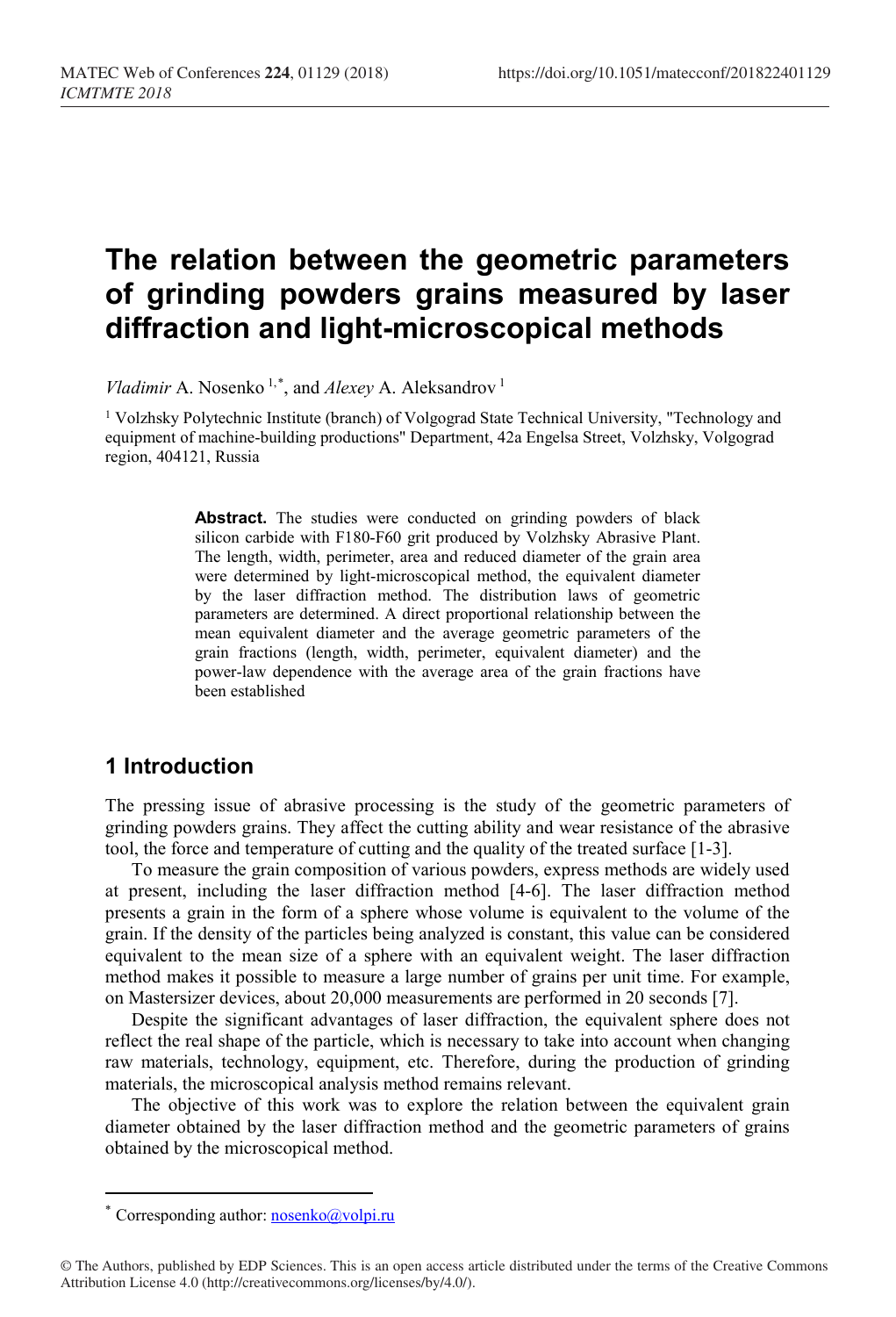# The relation between the geometric parameters of grinding powders grains measured by laser diffraction and light-microscopical methods

*Vladimir* A. Nosenko [1,*], and *Alexey* A. Aleksandrov [1]

[1] Volzhsky Polytechnic Institute (branch) of Volgograd State Technical University, "Technology and equipment of machine-building productions" Department, 42a Engelsa Street, Volzhsky, Volgograd region, 404121, Russia

**Abstract.** The studies were conducted on grinding powders of black silicon carbide with F180-F60 grit produced by Volzhsky Abrasive Plant. The length, width, perimeter, area and reduced diameter of the grain area were determined by light-microscopical method, the equivalent diameter by the laser diffraction method. The distribution laws of geometric parameters are determined. A direct proportional relationship between the mean equivalent diameter and the average geometric parameters of the grain fractions (length, width, perimeter, equivalent diameter) and the power-law dependence with the average area of the grain fractions have been established

## 1 Introduction

The pressing issue of abrasive processing is the study of the geometric parameters of grinding powders grains. They affect the cutting ability and wear resistance of the abrasive tool, the force and temperature of cutting and the quality of the treated surface [1-3].

To measure the grain composition of various powders, express methods are widely used at present, including the laser diffraction method [4-6]. The laser diffraction method presents a grain in the form of a sphere whose volume is equivalent to the volume of the grain. If the density of the particles being analyzed is constant, this value can be considered equivalent to the mean size of a sphere with an equivalent weight. The laser diffraction method makes it possible to measure a large number of grains per unit time. For example, on Mastersizer devices, about 20,000 measurements are performed in 20 seconds [7].

Despite the significant advantages of laser diffraction, the equivalent sphere does not reflect the real shape of the particle, which is necessary to take into account when changing raw materials, technology, equipment, etc. Therefore, during the production of grinding materials, the microscopical analysis method remains relevant.

The objective of this work was to explore the relation between the equivalent grain diameter obtained by the laser diffraction method and the geometric parameters of grains obtained by the microscopical method.

---

\* Corresponding author: nosenko@volpi.ru

© The Authors, published by EDP Sciences. This is an open access article distributed under the terms of the Creative Commons Attribution License 4.0 (http://creativecommons.org/licenses/by/4.0/).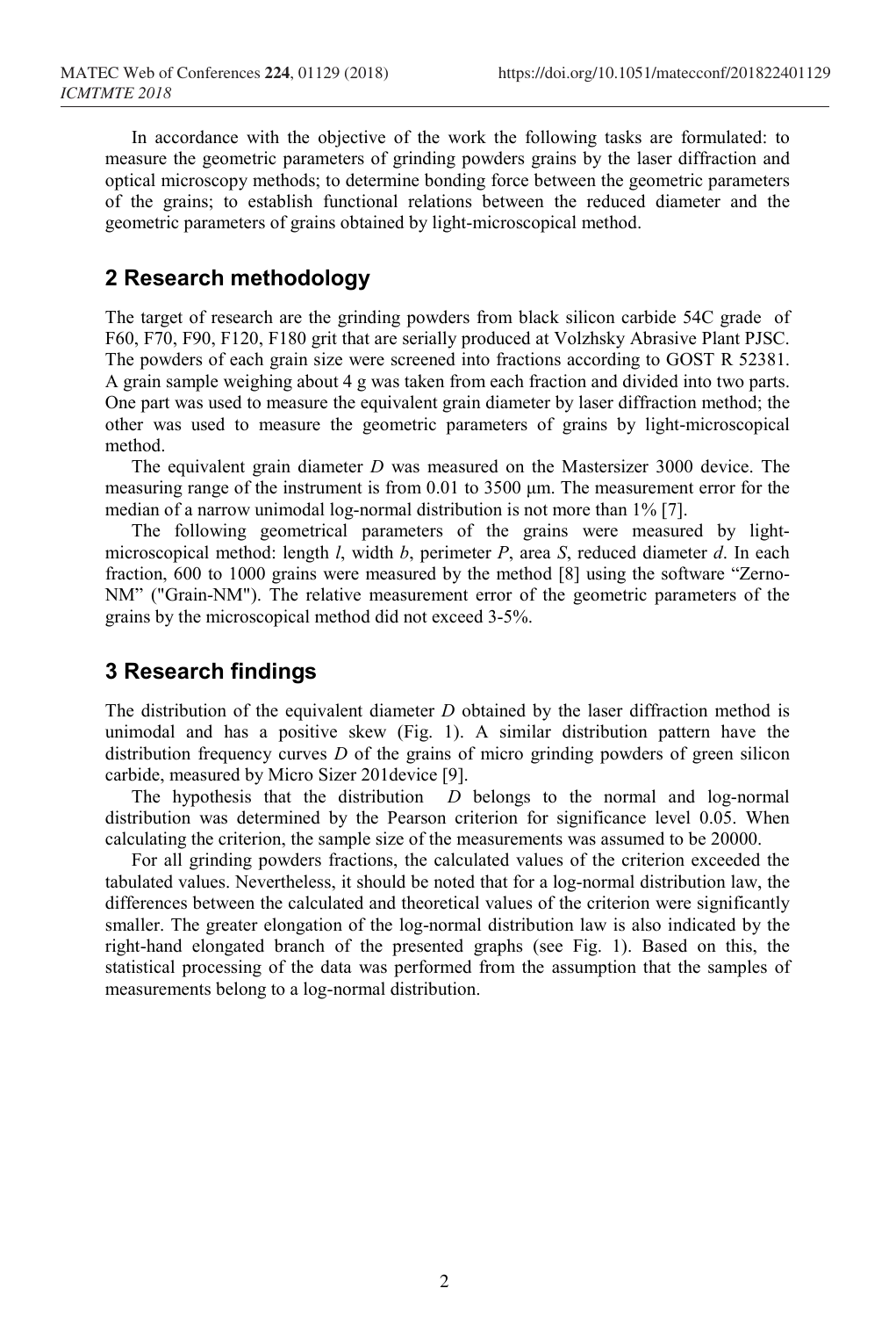In accordance with the objective of the work the following tasks are formulated: to measure the geometric parameters of grinding powders grains by the laser diffraction and optical microscopy methods; to determine bonding force between the geometric parameters of the grains; to establish functional relations between the reduced diameter and the geometric parameters of grains obtained by light-microscopical method.

## 2 Research methodology

The target of research are the grinding powders from black silicon carbide 54C grade of F60, F70, F90, F120, F180 grit that are serially produced at Volzhsky Abrasive Plant PJSC. The powders of each grain size were screened into fractions according to GOST R 52381. A grain sample weighing about 4 g was taken from each fraction and divided into two parts. One part was used to measure the equivalent grain diameter by laser diffraction method; the other was used to measure the geometric parameters of grains by light-microscopical method.

The equivalent grain diameter $D$ was measured on the Mastersizer 3000 device. The measuring range of the instrument is from 0.01 to 3500 μm. The measurement error for the median of a narrow unimodal log-normal distribution is not more than 1% [7].

The following geometrical parameters of the grains were measured by light-microscopical method: length $l$, width $b$, perimeter $P$, area $S$, reduced diameter $d$. In each fraction, 600 to 1000 grains were measured by the method [8] using the software "Zerno-NM" ("Grain-NM"). The relative measurement error of the geometric parameters of the grains by the microscopical method did not exceed 3-5%.

## 3 Research findings

The distribution of the equivalent diameter $D$ obtained by the laser diffraction method is unimodal and has a positive skew (Fig. 1). A similar distribution pattern have the distribution frequency curves $D$ of the grains of micro grinding powders of green silicon carbide, measured by Micro Sizer 201device [9].

The hypothesis that the distribution $D$ belongs to the normal and log-normal distribution was determined by the Pearson criterion for significance level 0.05. When calculating the criterion, the sample size of the measurements was assumed to be 20000.

For all grinding powders fractions, the calculated values of the criterion exceeded the tabulated values. Nevertheless, it should be noted that for a log-normal distribution law, the differences between the calculated and theoretical values of the criterion were significantly smaller. The greater elongation of the log-normal distribution law is also indicated by the right-hand elongated branch of the presented graphs (see Fig. 1). Based on this, the statistical processing of the data was performed from the assumption that the samples of measurements belong to a log-normal distribution.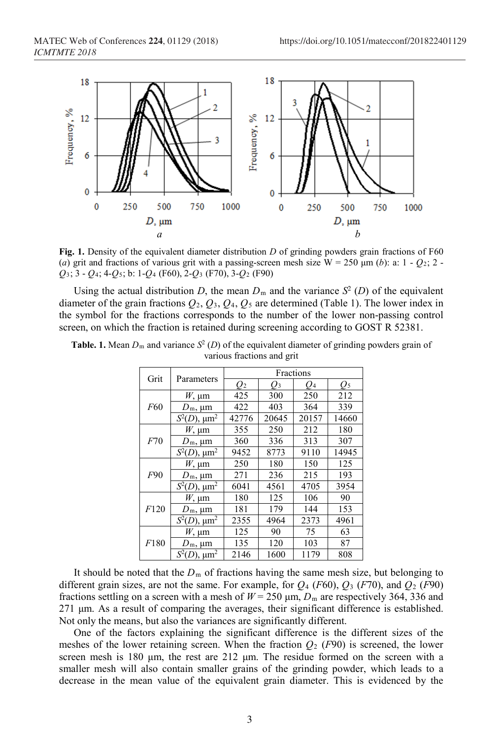**Fig. 1.** Density of the equivalent diameter distribution $D$ of grinding powders grain fractions of F60 (*a*) grit and fractions of various grit with a passing-screen mesh size W = 250 μm (*b*): a: 1 - $Q_2$; 2 - $Q_3$; 3 - $Q_4$; 4-$Q_5$; b: 1-$Q_4$ (F60), 2-$Q_3$ (F70), 3-$Q_2$ (F90)

Using the actual distribution $D$, the mean $D_m$ and the variance $S^2$ ($D$) of the equivalent diameter of the grain fractions $Q_2$, $Q_3$, $Q_4$, $Q_5$ are determined (Table 1). The lower index in the symbol for the fractions corresponds to the number of the lower non-passing control screen, on which the fraction is retained during screening according to GOST R 52381.

**Table. 1.** Mean $D_m$ and variance $S^2$ ($D$) of the equivalent diameter of grinding powders grain of various fractions and grit

| Grit | Parameters | Fractions | | | |
|---|---|---|---|---|---|
| | | $Q_2$ | $Q_3$ | $Q_4$ | $Q_5$ |
| *F*60 | $W$, μm | 425 | 300 | 250 | 212 |
| | $D_m$, μm | 422 | 403 | 364 | 339 |
| | $S^2(D)$, μm$^2$ | 42776 | 20645 | 20157 | 14660 |
| *F*70 | $W$, μm | 355 | 250 | 212 | 180 |
| | $D_m$, μm | 360 | 336 | 313 | 307 |
| | $S^2(D)$, μm$^2$ | 9452 | 8773 | 9110 | 14945 |
| *F*90 | $W$, μm | 250 | 180 | 150 | 125 |
| | $D_m$, μm | 271 | 236 | 215 | 193 |
| | $S^2(D)$, μm$^2$ | 6041 | 4561 | 4705 | 3954 |
| *F*120 | $W$, μm | 180 | 125 | 106 | 90 |
| | $D_m$, μm | 181 | 179 | 144 | 153 |
| | $S^2(D)$, μm$^2$ | 2355 | 4964 | 2373 | 4961 |
| *F*180 | $W$, μm | 125 | 90 | 75 | 63 |
| | $D_m$, μm | 135 | 120 | 103 | 87 |
| | $S^2(D)$, μm$^2$ | 2146 | 1600 | 1179 | 808 |

It should be noted that the $D_m$ of fractions having the same mesh size, but belonging to different grain sizes, are not the same. For example, for $Q_4$ (*F*60), $Q_3$ (*F*70), and $Q_2$ (*F*90) fractions settling on a screen with a mesh of $W$ = 250 μm, $D_m$ are respectively 364, 336 and 271 μm. As a result of comparing the averages, their significant difference is established. Not only the means, but also the variances are significantly different.

One of the factors explaining the significant difference is the different sizes of the meshes of the lower retaining screen. When the fraction $Q_2$ (*F*90) is screened, the lower screen mesh is 180 μm, the rest are 212 μm. The residue formed on the screen with a smaller mesh will also contain smaller grains of the grinding powder, which leads to a decrease in the mean value of the equivalent grain diameter. This is evidenced by the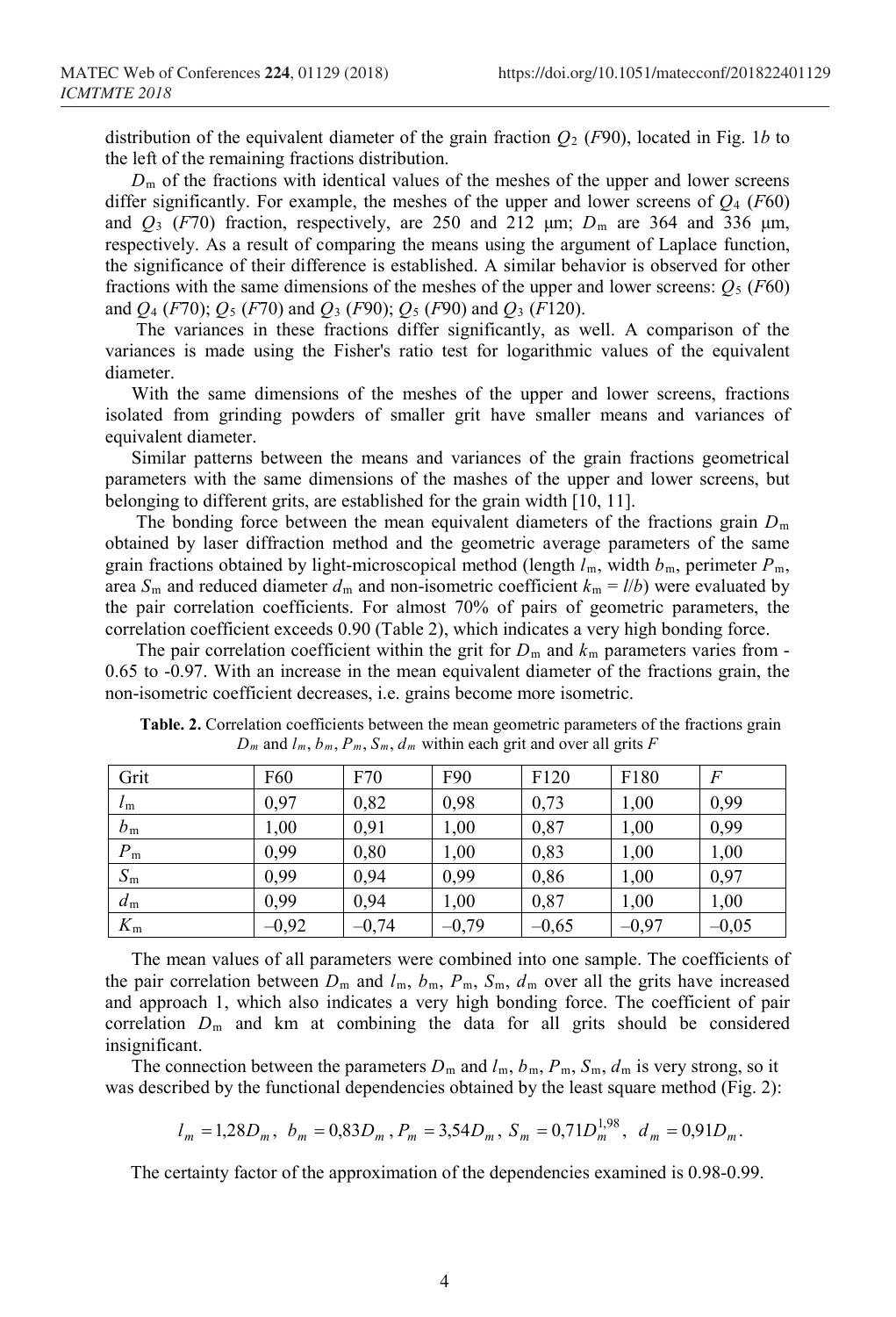distribution of the equivalent diameter of the grain fraction $Q_2$ (*F*90), located in Fig. 1*b* to the left of the remaining fractions distribution.

$D_m$ of the fractions with identical values of the meshes of the upper and lower screens differ significantly. For example, the meshes of the upper and lower screens of $Q_4$ (*F*60) and $Q_3$ (*F*70) fraction, respectively, are 250 and 212 μm; $D_m$ are 364 and 336 μm, respectively. As a result of comparing the means using the argument of Laplace function, the significance of their difference is established. A similar behavior is observed for other fractions with the same dimensions of the meshes of the upper and lower screens: $Q_5$ (*F*60) and $Q_4$ (*F*70); $Q_5$ (*F*70) and $Q_3$ (*F*90); $Q_5$ (*F*90) and $Q_3$ (*F*120).

The variances in these fractions differ significantly, as well. A comparison of the variances is made using the Fisher's ratio test for logarithmic values of the equivalent diameter.

With the same dimensions of the meshes of the upper and lower screens, fractions isolated from grinding powders of smaller grit have smaller means and variances of equivalent diameter.

Similar patterns between the means and variances of the grain fractions geometrical parameters with the same dimensions of the mashes of the upper and lower screens, but belonging to different grits, are established for the grain width [10, 11].

The bonding force between the mean equivalent diameters of the fractions grain $D_m$ obtained by laser diffraction method and the geometric average parameters of the same grain fractions obtained by light-microscopical method (length $l_m$, width $b_m$, perimeter $P_m$, area $S_m$ and reduced diameter $d_m$ and non-isometric coefficient $k_m = l/b$) were evaluated by the pair correlation coefficients. For almost 70% of pairs of geometric parameters, the correlation coefficient exceeds 0.90 (Table 2), which indicates a very high bonding force.

The pair correlation coefficient within the grit for $D_m$ and $k_m$ parameters varies from -0.65 to -0.97. With an increase in the mean equivalent diameter of the fractions grain, the non-isometric coefficient decreases, i.e. grains become more isometric.

**Table. 2.** Correlation coefficients between the mean geometric parameters of the fractions grain $D_m$ and $l_m$, $b_m$, $P_m$, $S_m$, $d_m$ within each grit and over all grits *F*

| Grit | F60 | F70 | F90 | F120 | F180 | *F* |
|---|---|---|---|---|---|---|
| $l_m$ | 0,97 | 0,82 | 0,98 | 0,73 | 1,00 | 0,99 |
| $b_m$ | 1,00 | 0,91 | 1,00 | 0,87 | 1,00 | 0,99 |
| $P_m$ | 0,99 | 0,80 | 1,00 | 0,83 | 1,00 | 1,00 |
| $S_m$ | 0,99 | 0,94 | 0,99 | 0,86 | 1,00 | 0,97 |
| $d_m$ | 0,99 | 0,94 | 1,00 | 0,87 | 1,00 | 1,00 |
| $K_m$ | –0,92 | –0,74 | –0,79 | –0,65 | –0,97 | –0,05 |

The mean values of all parameters were combined into one sample. The coefficients of the pair correlation between $D_m$ and $l_m$, $b_m$, $P_m$, $S_m$, $d_m$ over all the grits have increased and approach 1, which also indicates a very high bonding force. The coefficient of pair correlation $D_m$ and km at combining the data for all grits should be considered insignificant.

The connection between the parameters $D_m$ and $l_m$, $b_m$, $P_m$, $S_m$, $d_m$ is very strong, so it was described by the functional dependencies obtained by the least square method (Fig. 2):

$$l_m = 1{,}28 D_m, \; b_m = 0{,}83 D_m, \; P_m = 3{,}54 D_m, \; S_m = 0{,}71 D_m^{1{,}98}, \; d_m = 0{,}91 D_m.$$

The certainty factor of the approximation of the dependencies examined is 0.98-0.99.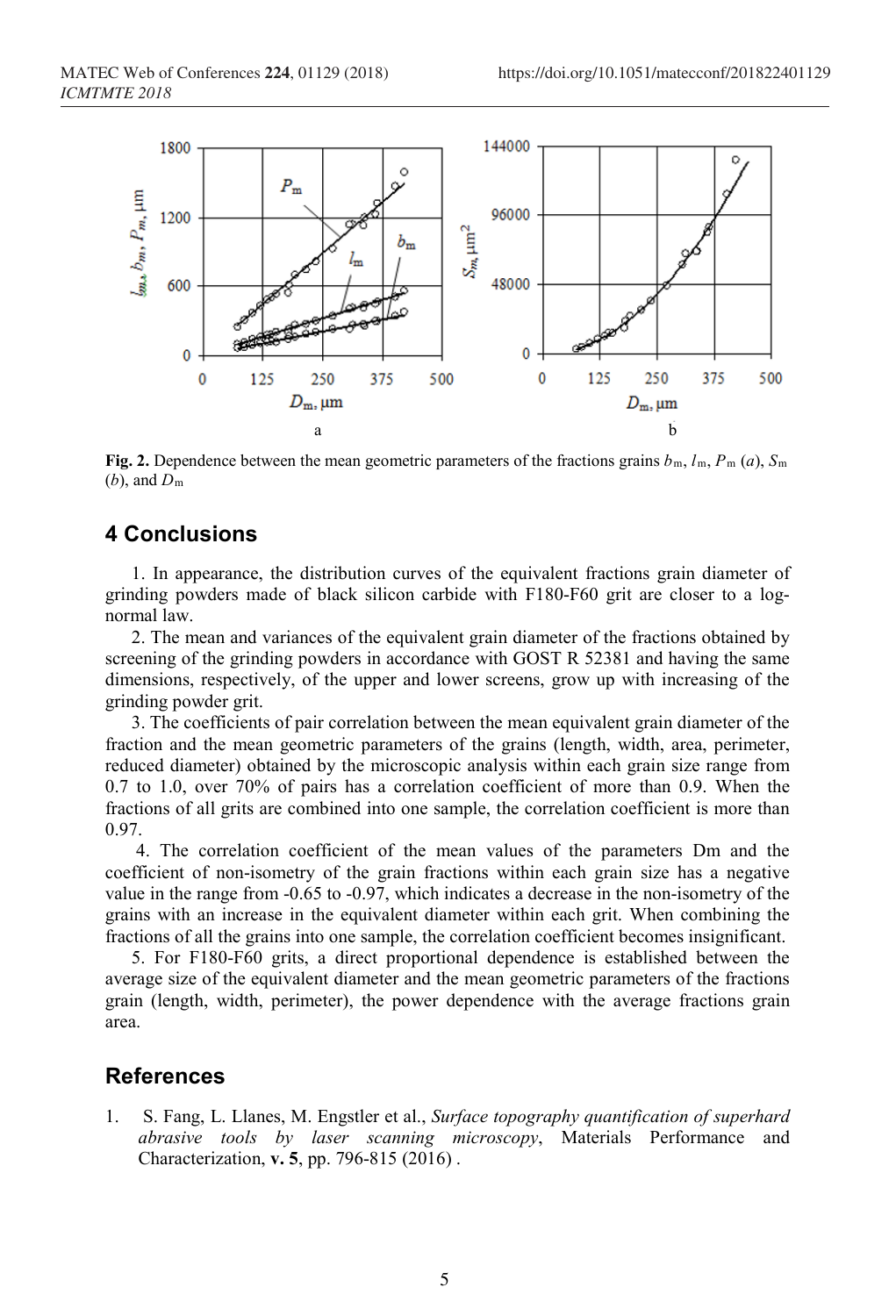**Fig. 2.** Dependence between the mean geometric parameters of the fractions grains $b_m$, $l_m$, $P_m$ (*a*), $S_m$ (*b*), and $D_m$

## 4 Conclusions

1. In appearance, the distribution curves of the equivalent fractions grain diameter of grinding powders made of black silicon carbide with F180-F60 grit are closer to a log-normal law.

2. The mean and variances of the equivalent grain diameter of the fractions obtained by screening of the grinding powders in accordance with GOST R 52381 and having the same dimensions, respectively, of the upper and lower screens, grow up with increasing of the grinding powder grit.

3. The coefficients of pair correlation between the mean equivalent grain diameter of the fraction and the mean geometric parameters of the grains (length, width, area, perimeter, reduced diameter) obtained by the microscopic analysis within each grain size range from 0.7 to 1.0, over 70% of pairs has a correlation coefficient of more than 0.9. When the fractions of all grits are combined into one sample, the correlation coefficient is more than 0.97.

4. The correlation coefficient of the mean values of the parameters Dm and the coefficient of non-isometry of the grain fractions within each grain size has a negative value in the range from -0.65 to -0.97, which indicates a decrease in the non-isometry of the grains with an increase in the equivalent diameter within each grit. When combining the fractions of all the grains into one sample, the correlation coefficient becomes insignificant.

5. For F180-F60 grits, a direct proportional dependence is established between the average size of the equivalent diameter and the mean geometric parameters of the fractions grain (length, width, perimeter), the power dependence with the average fractions grain area.

## References

1. S. Fang, L. Llanes, M. Engstler et al., *Surface topography quantification of superhard abrasive tools by laser scanning microscopy*, Materials Performance and Characterization, **v. 5**, pp. 796-815 (2016) .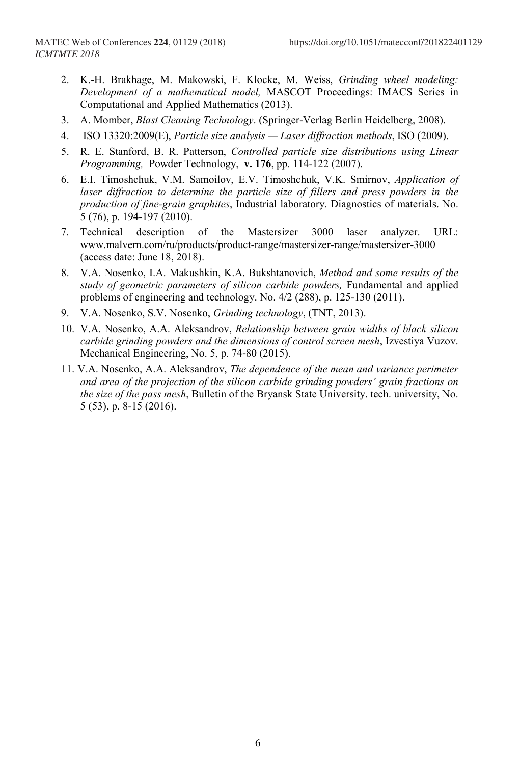2. K.-H. Brakhage, M. Makowski, F. Klocke, M. Weiss, *Grinding wheel modeling: Development of a mathematical model,* MASCOT Proceedings: IMACS Series in Computational and Applied Mathematics (2013).
3. A. Momber, *Blast Cleaning Technology*. (Springer-Verlag Berlin Heidelberg, 2008).
4. ISO 13320:2009(E), *Particle size analysis — Laser diffraction methods*, ISO (2009).
5. R. E. Stanford, B. R. Patterson, *Controlled particle size distributions using Linear Programming,* Powder Technology, **v. 176**, pp. 114-122 (2007).
6. E.I. Timoshchuk, V.M. Samoilov, E.V. Timoshchuk, V.K. Smirnov, *Application of laser diffraction to determine the particle size of fillers and press powders in the production of fine-grain graphites*, Industrial laboratory. Diagnostics of materials. No. 5 (76), p. 194-197 (2010).
7. Technical description of the Mastersizer 3000 laser analyzer. URL: www.malvern.com/ru/products/product-range/mastersizer-range/mastersizer-3000 (access date: June 18, 2018).
8. V.A. Nosenko, I.A. Makushkin, K.A. Bukshtanovich, *Method and some results of the study of geometric parameters of silicon carbide powders,* Fundamental and applied problems of engineering and technology. No. 4/2 (288), p. 125-130 (2011).
9. V.A. Nosenko, S.V. Nosenko, *Grinding technology*, (TNT, 2013).
10. V.A. Nosenko, A.A. Aleksandrov, *Relationship between grain widths of black silicon carbide grinding powders and the dimensions of control screen mesh*, Izvestiya Vuzov. Mechanical Engineering, No. 5, p. 74-80 (2015).
11. V.A. Nosenko, A.A. Aleksandrov, *The dependence of the mean and variance perimeter and area of the projection of the silicon carbide grinding powders' grain fractions on the size of the pass mesh*, Bulletin of the Bryansk State University. tech. university, No. 5 (53), p. 8-15 (2016).